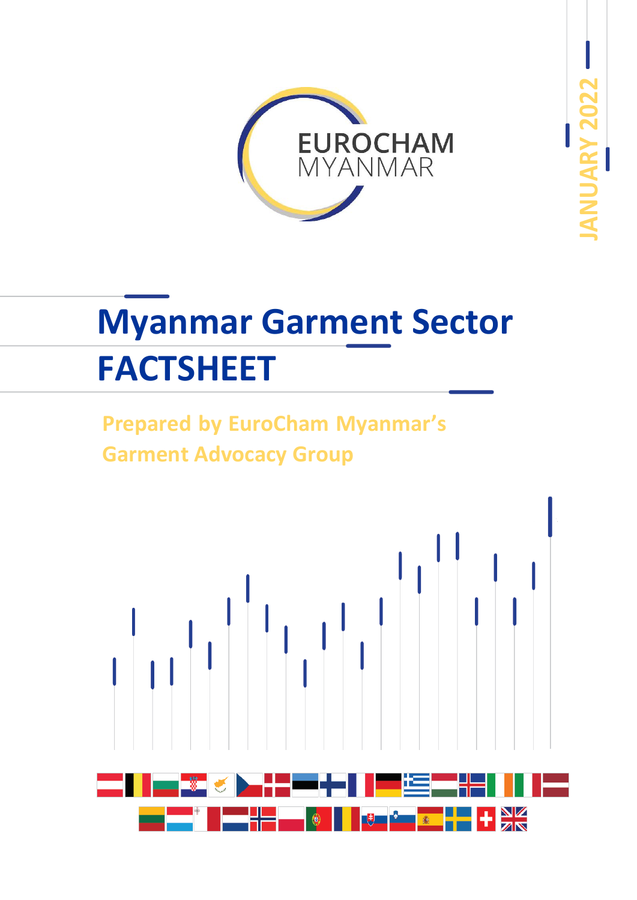EUROCHAM MYANMAR

JANUARY 2022

# Myanmar Garment Sector FACTSHEET

**Prepared by EuroCham Myanmar's Garment Advocacy Group**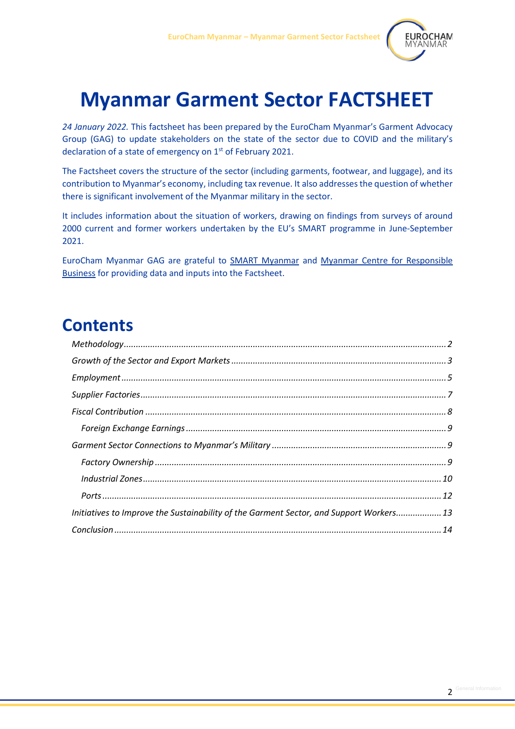# Myanmar Garment Sector FACTSHEET

*24 January 2022.* This factsheet has been prepared by the EuroCham Myanmar's Garment Advocacy Group (GAG) to update stakeholders on the state of the sector due to COVID and the military's declaration of a state of emergency on 1st of February 2021.

The Factsheet covers the structure of the sector (including garments, footwear, and luggage), and its contribution to Myanmar's economy, including tax revenue. It also addresses the question of whether there is significant involvement of the Myanmar military in the sector.

It includes information about the situation of workers, drawing on findings from surveys of around 2000 current and former workers undertaken by the EU's SMART programme in June-September 2021.

EuroCham Myanmar GAG are grateful to SMART Myanmar and Myanmar Centre for Responsible Business for providing data and inputs into the Factsheet.

## Contents

- *Methodology* ... 2
- *Growth of the Sector and Export Markets* ... 3
- *Employment* ... 5
- *Supplier Factories* ... 7
- *Fiscal Contribution* ... 8
  - *Foreign Exchange Earnings* ... 9
- *Garment Sector Connections to Myanmar's Military* ... 9
  - *Factory Ownership* ... 9
  - *Industrial Zones* ... 10
  - *Ports* ... 12
- *Initiatives to Improve the Sustainability of the Garment Sector, and Support Workers* ... 13
- *Conclusion* ... 14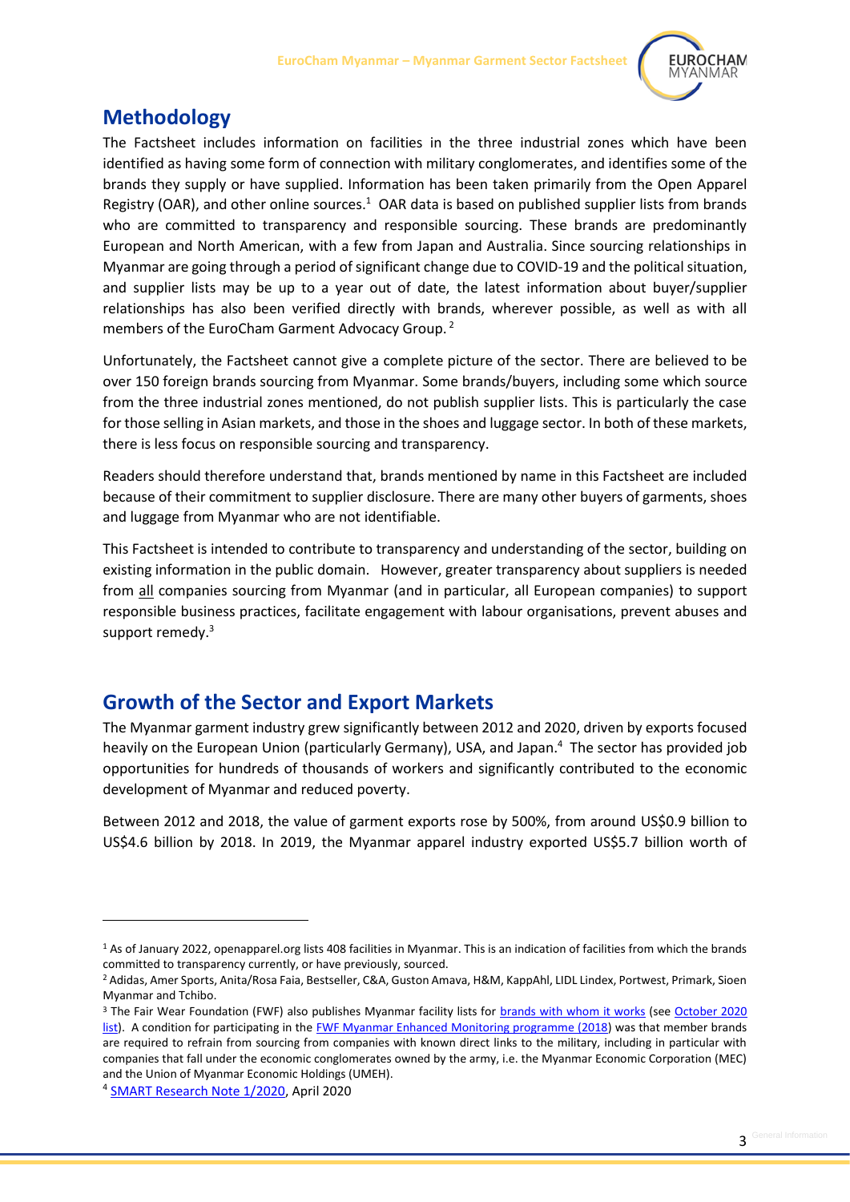## Methodology

The Factsheet includes information on facilities in the three industrial zones which have been identified as having some form of connection with military conglomerates, and identifies some of the brands they supply or have supplied. Information has been taken primarily from the Open Apparel Registry (OAR), and other online sources.[1] OAR data is based on published supplier lists from brands who are committed to transparency and responsible sourcing. These brands are predominantly European and North American, with a few from Japan and Australia. Since sourcing relationships in Myanmar are going through a period of significant change due to COVID-19 and the political situation, and supplier lists may be up to a year out of date, the latest information about buyer/supplier relationships has also been verified directly with brands, wherever possible, as well as with all members of the EuroCham Garment Advocacy Group.[2]

Unfortunately, the Factsheet cannot give a complete picture of the sector. There are believed to be over 150 foreign brands sourcing from Myanmar. Some brands/buyers, including some which source from the three industrial zones mentioned, do not publish supplier lists. This is particularly the case for those selling in Asian markets, and those in the shoes and luggage sector. In both of these markets, there is less focus on responsible sourcing and transparency.

Readers should therefore understand that, brands mentioned by name in this Factsheet are included because of their commitment to supplier disclosure. There are many other buyers of garments, shoes and luggage from Myanmar who are not identifiable.

This Factsheet is intended to contribute to transparency and understanding of the sector, building on existing information in the public domain. However, greater transparency about suppliers is needed from <u>all</u> companies sourcing from Myanmar (and in particular, all European companies) to support responsible business practices, facilitate engagement with labour organisations, prevent abuses and support remedy.[3]

## Growth of the Sector and Export Markets

The Myanmar garment industry grew significantly between 2012 and 2020, driven by exports focused heavily on the European Union (particularly Germany), USA, and Japan.[4] The sector has provided job opportunities for hundreds of thousands of workers and significantly contributed to the economic development of Myanmar and reduced poverty.

Between 2012 and 2018, the value of garment exports rose by 500%, from around US$0.9 billion to US$4.6 billion by 2018. In 2019, the Myanmar apparel industry exported US$5.7 billion worth of

---

[1] As of January 2022, openapparel.org lists 408 facilities in Myanmar. This is an indication of facilities from which the brands committed to transparency currently, or have previously, sourced.

[2] Adidas, Amer Sports, Anita/Rosa Faia, Bestseller, C&A, Guston Amava, H&M, KappAhl, LIDL Lindex, Portwest, Primark, Sioen Myanmar and Tchibo.

[3] The Fair Wear Foundation (FWF) also publishes Myanmar facility lists for brands with whom it works (see October 2020 list). A condition for participating in the FWF Myanmar Enhanced Monitoring programme (2018) was that member brands are required to refrain from sourcing from companies with known direct links to the military, including in particular with companies that fall under the economic conglomerates owned by the army, i.e. the Myanmar Economic Corporation (MEC) and the Union of Myanmar Economic Holdings (UMEH).

[4] SMART Research Note 1/2020, April 2020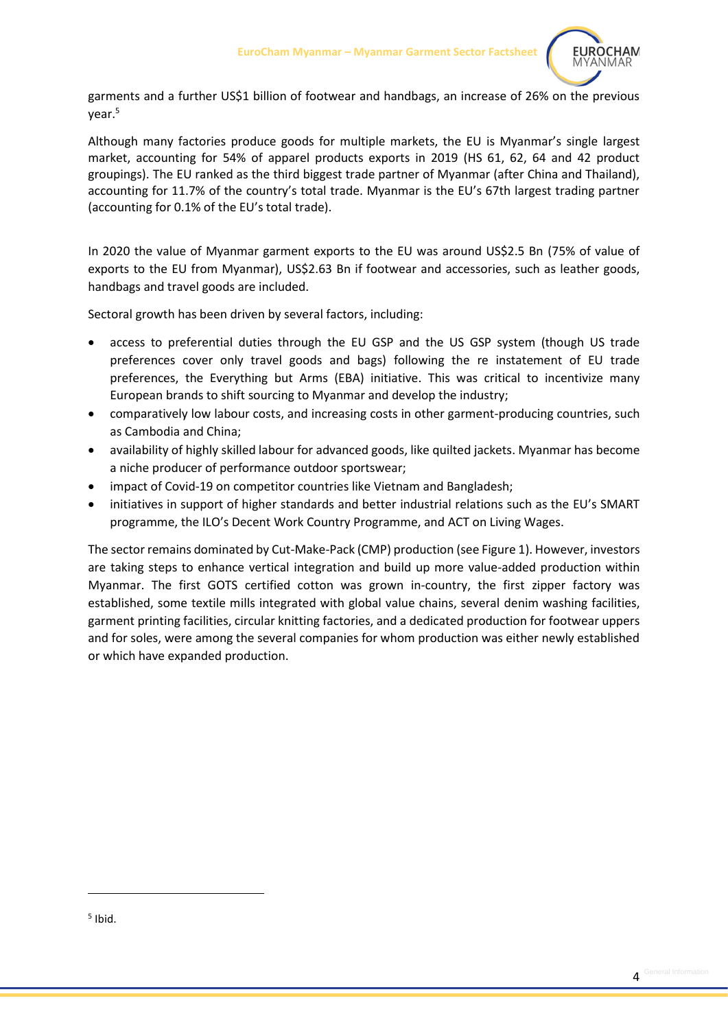garments and a further US$1 billion of footwear and handbags, an increase of 26% on the previous year.[5]

Although many factories produce goods for multiple markets, the EU is Myanmar's single largest market, accounting for 54% of apparel products exports in 2019 (HS 61, 62, 64 and 42 product groupings). The EU ranked as the third biggest trade partner of Myanmar (after China and Thailand), accounting for 11.7% of the country's total trade. Myanmar is the EU's 67th largest trading partner (accounting for 0.1% of the EU's total trade).

In 2020 the value of Myanmar garment exports to the EU was around US$2.5 Bn (75% of value of exports to the EU from Myanmar), US$2.63 Bn if footwear and accessories, such as leather goods, handbags and travel goods are included.

Sectoral growth has been driven by several factors, including:

- access to preferential duties through the EU GSP and the US GSP system (though US trade preferences cover only travel goods and bags) following the re instatement of EU trade preferences, the Everything but Arms (EBA) initiative. This was critical to incentivize many European brands to shift sourcing to Myanmar and develop the industry;
- comparatively low labour costs, and increasing costs in other garment-producing countries, such as Cambodia and China;
- availability of highly skilled labour for advanced goods, like quilted jackets. Myanmar has become a niche producer of performance outdoor sportswear;
- impact of Covid-19 on competitor countries like Vietnam and Bangladesh;
- initiatives in support of higher standards and better industrial relations such as the EU's SMART programme, the ILO's Decent Work Country Programme, and ACT on Living Wages.

The sector remains dominated by Cut-Make-Pack (CMP) production (see Figure 1). However, investors are taking steps to enhance vertical integration and build up more value-added production within Myanmar. The first GOTS certified cotton was grown in-country, the first zipper factory was established, some textile mills integrated with global value chains, several denim washing facilities, garment printing facilities, circular knitting factories, and a dedicated production for footwear uppers and for soles, were among the several companies for whom production was either newly established or which have expanded production.

[5] Ibid.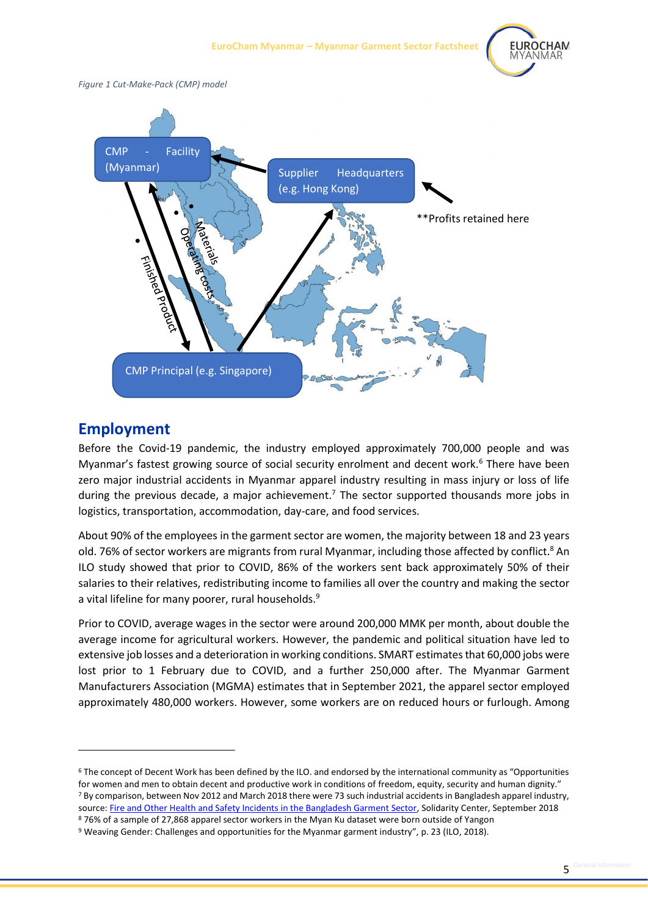*Figure 1 Cut-Make-Pack (CMP) model*

CMP - Facility (Myanmar)

Supplier Headquarters (e.g. Hong Kong)

**Profits retained here

Materials

Operating costs

Finished Product

CMP Principal (e.g. Singapore)

## Employment

Before the Covid-19 pandemic, the industry employed approximately 700,000 people and was Myanmar's fastest growing source of social security enrolment and decent work.[6] There have been zero major industrial accidents in Myanmar apparel industry resulting in mass injury or loss of life during the previous decade, a major achievement.[7] The sector supported thousands more jobs in logistics, transportation, accommodation, day-care, and food services.

About 90% of the employees in the garment sector are women, the majority between 18 and 23 years old. 76% of sector workers are migrants from rural Myanmar, including those affected by conflict.[8] An ILO study showed that prior to COVID, 86% of the workers sent back approximately 50% of their salaries to their relatives, redistributing income to families all over the country and making the sector a vital lifeline for many poorer, rural households.[9]

Prior to COVID, average wages in the sector were around 200,000 MMK per month, about double the average income for agricultural workers. However, the pandemic and political situation have led to extensive job losses and a deterioration in working conditions. SMART estimates that 60,000 jobs were lost prior to 1 February due to COVID, and a further 250,000 after. The Myanmar Garment Manufacturers Association (MGMA) estimates that in September 2021, the apparel sector employed approximately 480,000 workers. However, some workers are on reduced hours or furlough. Among

---

[6] The concept of Decent Work has been defined by the ILO. and endorsed by the international community as "Opportunities for women and men to obtain decent and productive work in conditions of freedom, equity, security and human dignity."

[7] By comparison, between Nov 2012 and March 2018 there were 73 such industrial accidents in Bangladesh apparel industry, source: Fire and Other Health and Safety Incidents in the Bangladesh Garment Sector, Solidarity Center, September 2018

[8] 76% of a sample of 27,868 apparel sector workers in the Myan Ku dataset were born outside of Yangon

[9] Weaving Gender: Challenges and opportunities for the Myanmar garment industry", p. 23 (ILO, 2018).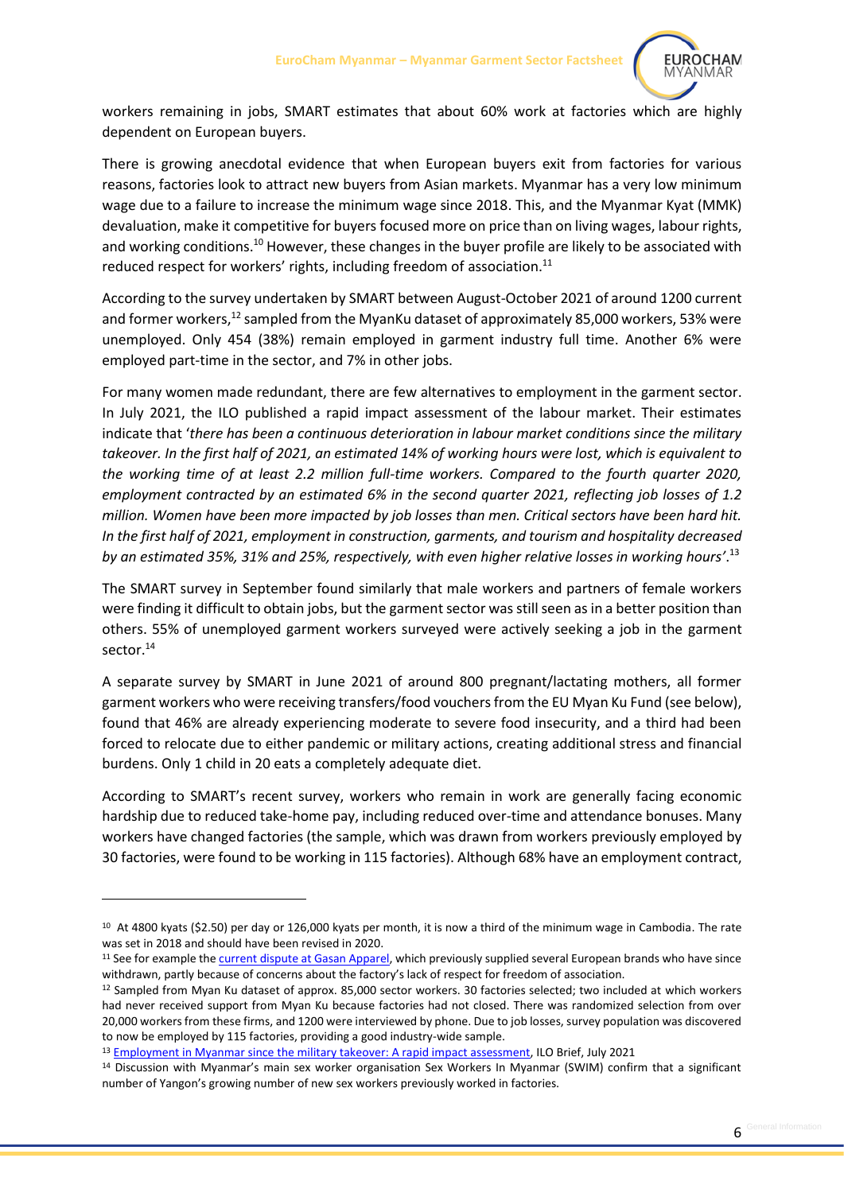workers remaining in jobs, SMART estimates that about 60% work at factories which are highly dependent on European buyers.

There is growing anecdotal evidence that when European buyers exit from factories for various reasons, factories look to attract new buyers from Asian markets. Myanmar has a very low minimum wage due to a failure to increase the minimum wage since 2018. This, and the Myanmar Kyat (MMK) devaluation, make it competitive for buyers focused more on price than on living wages, labour rights, and working conditions.[10] However, these changes in the buyer profile are likely to be associated with reduced respect for workers' rights, including freedom of association.[11]

According to the survey undertaken by SMART between August-October 2021 of around 1200 current and former workers,[12] sampled from the MyanKu dataset of approximately 85,000 workers, 53% were unemployed. Only 454 (38%) remain employed in garment industry full time. Another 6% were employed part-time in the sector, and 7% in other jobs.

For many women made redundant, there are few alternatives to employment in the garment sector. In July 2021, the ILO published a rapid impact assessment of the labour market. Their estimates indicate that '*there has been a continuous deterioration in labour market conditions since the military takeover. In the first half of 2021, an estimated 14% of working hours were lost, which is equivalent to the working time of at least 2.2 million full-time workers. Compared to the fourth quarter 2020, employment contracted by an estimated 6% in the second quarter 2021, reflecting job losses of 1.2 million. Women have been more impacted by job losses than men. Critical sectors have been hard hit. In the first half of 2021, employment in construction, garments, and tourism and hospitality decreased by an estimated 35%, 31% and 25%, respectively, with even higher relative losses in working hours*'.[13]

The SMART survey in September found similarly that male workers and partners of female workers were finding it difficult to obtain jobs, but the garment sector was still seen as in a better position than others. 55% of unemployed garment workers surveyed were actively seeking a job in the garment sector.[14]

A separate survey by SMART in June 2021 of around 800 pregnant/lactating mothers, all former garment workers who were receiving transfers/food vouchers from the EU Myan Ku Fund (see below), found that 46% are already experiencing moderate to severe food insecurity, and a third had been forced to relocate due to either pandemic or military actions, creating additional stress and financial burdens. Only 1 child in 20 eats a completely adequate diet.

According to SMART's recent survey, workers who remain in work are generally facing economic hardship due to reduced take-home pay, including reduced over-time and attendance bonuses. Many workers have changed factories (the sample, which was drawn from workers previously employed by 30 factories, were found to be working in 115 factories). Although 68% have an employment contract,

---

[10] At 4800 kyats ($2.50) per day or 126,000 kyats per month, it is now a third of the minimum wage in Cambodia. The rate was set in 2018 and should have been revised in 2020.

[11] See for example the current dispute at Gasan Apparel, which previously supplied several European brands who have since withdrawn, partly because of concerns about the factory's lack of respect for freedom of association.

[12] Sampled from Myan Ku dataset of approx. 85,000 sector workers. 30 factories selected; two included at which workers had never received support from Myan Ku because factories had not closed. There was randomized selection from over 20,000 workers from these firms, and 1200 were interviewed by phone. Due to job losses, survey population was discovered to now be employed by 115 factories, providing a good industry-wide sample.

[13] Employment in Myanmar since the military takeover: A rapid impact assessment, ILO Brief, July 2021

[14] Discussion with Myanmar's main sex worker organisation Sex Workers In Myanmar (SWIM) confirm that a significant number of Yangon's growing number of new sex workers previously worked in factories.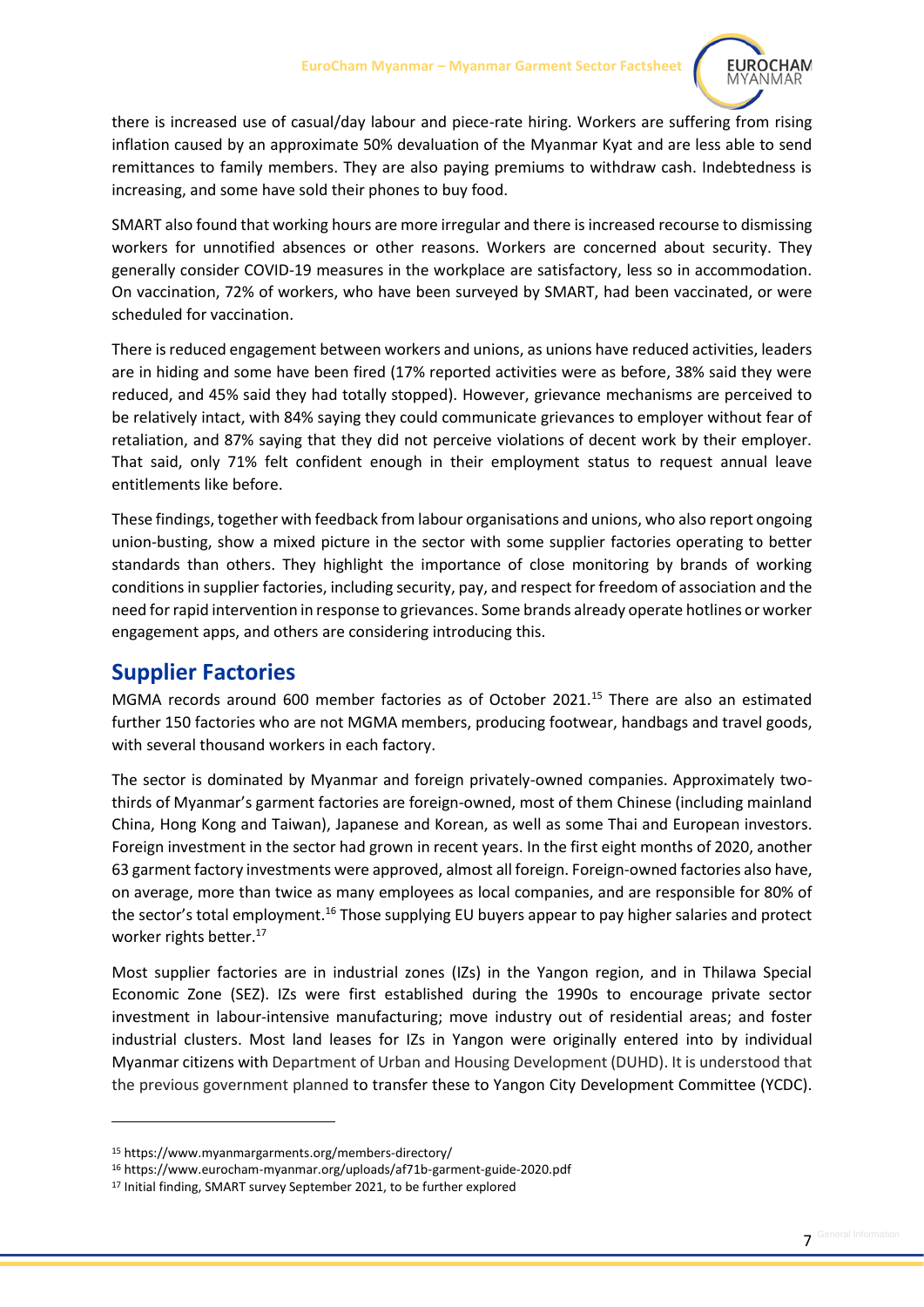there is increased use of casual/day labour and piece-rate hiring. Workers are suffering from rising inflation caused by an approximate 50% devaluation of the Myanmar Kyat and are less able to send remittances to family members. They are also paying premiums to withdraw cash. Indebtedness is increasing, and some have sold their phones to buy food.

SMART also found that working hours are more irregular and there is increased recourse to dismissing workers for unnotified absences or other reasons. Workers are concerned about security. They generally consider COVID-19 measures in the workplace are satisfactory, less so in accommodation. On vaccination, 72% of workers, who have been surveyed by SMART, had been vaccinated, or were scheduled for vaccination.

There is reduced engagement between workers and unions, as unions have reduced activities, leaders are in hiding and some have been fired (17% reported activities were as before, 38% said they were reduced, and 45% said they had totally stopped). However, grievance mechanisms are perceived to be relatively intact, with 84% saying they could communicate grievances to employer without fear of retaliation, and 87% saying that they did not perceive violations of decent work by their employer. That said, only 71% felt confident enough in their employment status to request annual leave entitlements like before.

These findings, together with feedback from labour organisations and unions, who also report ongoing union-busting, show a mixed picture in the sector with some supplier factories operating to better standards than others. They highlight the importance of close monitoring by brands of working conditions in supplier factories, including security, pay, and respect for freedom of association and the need for rapid intervention in response to grievances. Some brands already operate hotlines or worker engagement apps, and others are considering introducing this.

## Supplier Factories

MGMA records around 600 member factories as of October 2021.[15] There are also an estimated further 150 factories who are not MGMA members, producing footwear, handbags and travel goods, with several thousand workers in each factory.

The sector is dominated by Myanmar and foreign privately-owned companies. Approximately two-thirds of Myanmar's garment factories are foreign-owned, most of them Chinese (including mainland China, Hong Kong and Taiwan), Japanese and Korean, as well as some Thai and European investors. Foreign investment in the sector had grown in recent years. In the first eight months of 2020, another 63 garment factory investments were approved, almost all foreign. Foreign-owned factories also have, on average, more than twice as many employees as local companies, and are responsible for 80% of the sector's total employment.[16] Those supplying EU buyers appear to pay higher salaries and protect worker rights better.[17]

Most supplier factories are in industrial zones (IZs) in the Yangon region, and in Thilawa Special Economic Zone (SEZ). IZs were first established during the 1990s to encourage private sector investment in labour-intensive manufacturing; move industry out of residential areas; and foster industrial clusters. Most land leases for IZs in Yangon were originally entered into by individual Myanmar citizens with Department of Urban and Housing Development (DUHD). It is understood that the previous government planned to transfer these to Yangon City Development Committee (YCDC).

---

[15] https://www.myanmargarments.org/members-directory/

[16] https://www.eurocham-myanmar.org/uploads/af71b-garment-guide-2020.pdf

[17] Initial finding, SMART survey September 2021, to be further explored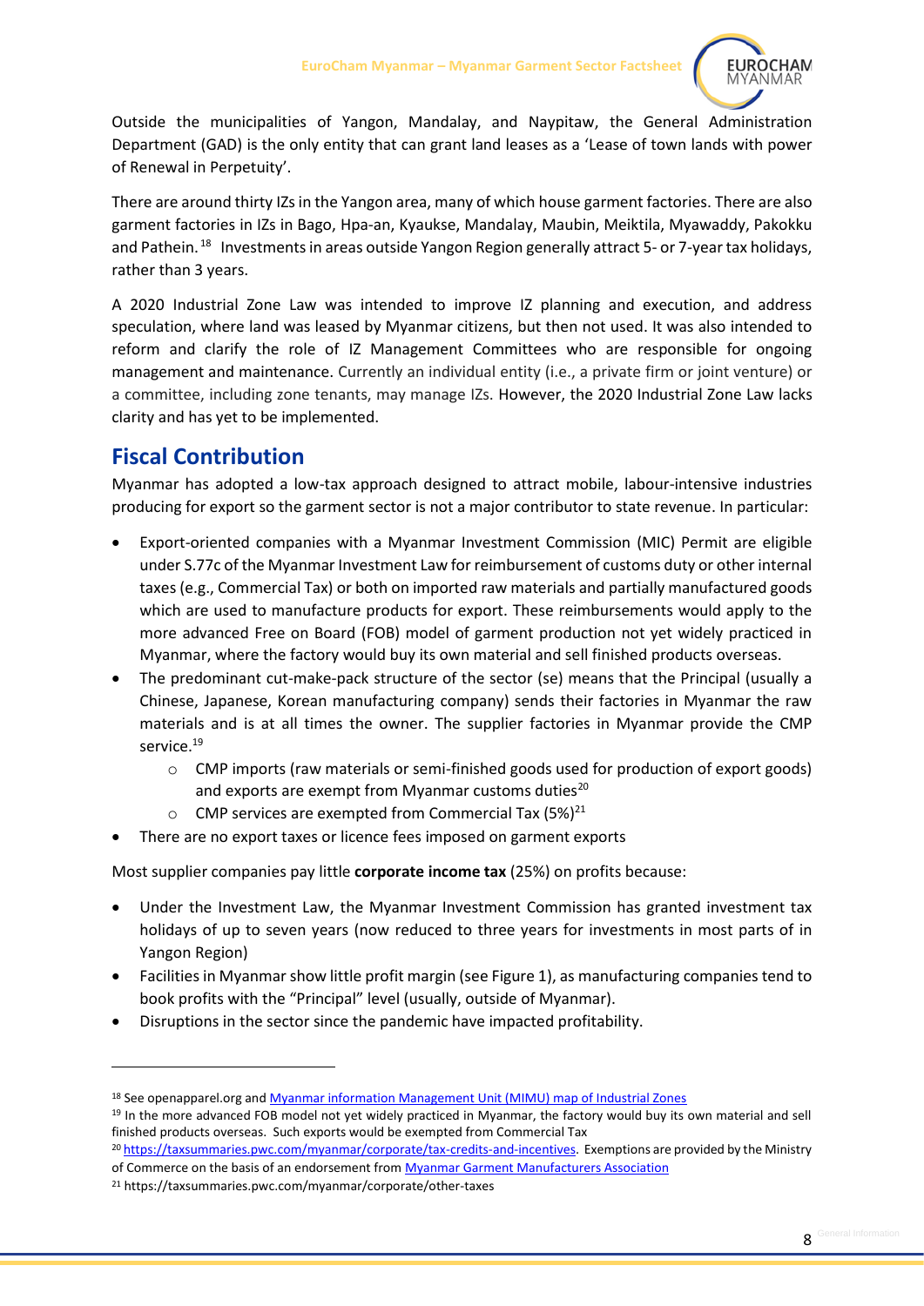Outside the municipalities of Yangon, Mandalay, and Naypitaw, the General Administration Department (GAD) is the only entity that can grant land leases as a 'Lease of town lands with power of Renewal in Perpetuity'.

There are around thirty IZs in the Yangon area, many of which house garment factories. There are also garment factories in IZs in Bago, Hpa-an, Kyaukse, Mandalay, Maubin, Meiktila, Myawaddy, Pakokku and Pathein.[18] Investments in areas outside Yangon Region generally attract 5- or 7-year tax holidays, rather than 3 years.

A 2020 Industrial Zone Law was intended to improve IZ planning and execution, and address speculation, where land was leased by Myanmar citizens, but then not used. It was also intended to reform and clarify the role of IZ Management Committees who are responsible for ongoing management and maintenance. Currently an individual entity (i.e., a private firm or joint venture) or a committee, including zone tenants, may manage IZs. However, the 2020 Industrial Zone Law lacks clarity and has yet to be implemented.

## Fiscal Contribution

Myanmar has adopted a low-tax approach designed to attract mobile, labour-intensive industries producing for export so the garment sector is not a major contributor to state revenue. In particular:

- Export-oriented companies with a Myanmar Investment Commission (MIC) Permit are eligible under S.77c of the Myanmar Investment Law for reimbursement of customs duty or other internal taxes (e.g., Commercial Tax) or both on imported raw materials and partially manufactured goods which are used to manufacture products for export. These reimbursements would apply to the more advanced Free on Board (FOB) model of garment production not yet widely practiced in Myanmar, where the factory would buy its own material and sell finished products overseas.
- The predominant cut-make-pack structure of the sector (se) means that the Principal (usually a Chinese, Japanese, Korean manufacturing company) sends their factories in Myanmar the raw materials and is at all times the owner. The supplier factories in Myanmar provide the CMP service.[19]
  - CMP imports (raw materials or semi-finished goods used for production of export goods) and exports are exempt from Myanmar customs duties[20]
  - CMP services are exempted from Commercial Tax (5%)[21]
- There are no export taxes or licence fees imposed on garment exports

Most supplier companies pay little **corporate income tax** (25%) on profits because:

- Under the Investment Law, the Myanmar Investment Commission has granted investment tax holidays of up to seven years (now reduced to three years for investments in most parts of in Yangon Region)
- Facilities in Myanmar show little profit margin (see Figure 1), as manufacturing companies tend to book profits with the "Principal" level (usually, outside of Myanmar).
- Disruptions in the sector since the pandemic have impacted profitability.

---

[18] See openapparel.org and Myanmar information Management Unit (MIMU) map of Industrial Zones

[19] In the more advanced FOB model not yet widely practiced in Myanmar, the factory would buy its own material and sell finished products overseas. Such exports would be exempted from Commercial Tax

[20] https://taxsummaries.pwc.com/myanmar/corporate/tax-credits-and-incentives. Exemptions are provided by the Ministry of Commerce on the basis of an endorsement from Myanmar Garment Manufacturers Association

[21] https://taxsummaries.pwc.com/myanmar/corporate/other-taxes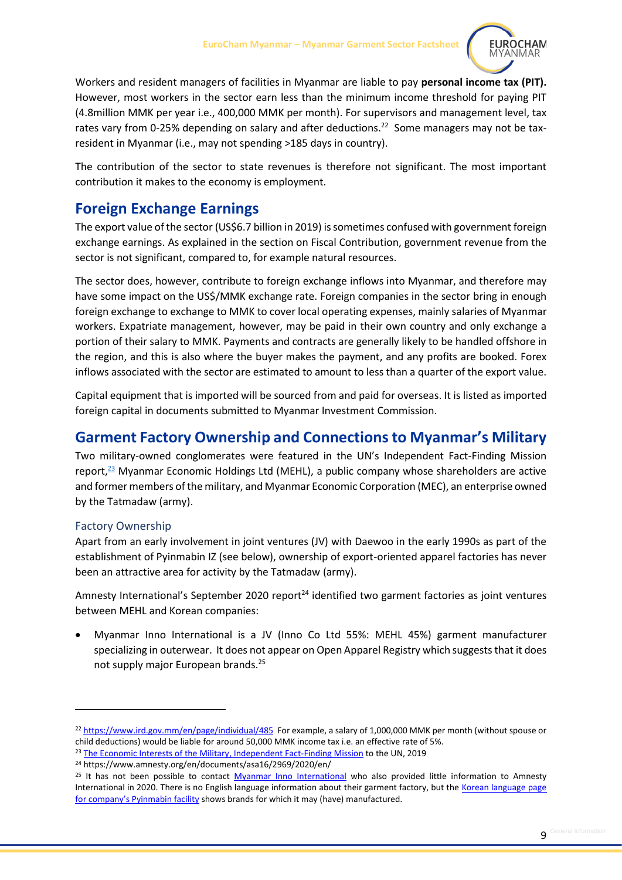Workers and resident managers of facilities in Myanmar are liable to pay **personal income tax (PIT).** However, most workers in the sector earn less than the minimum income threshold for paying PIT (4.8million MMK per year i.e., 400,000 MMK per month). For supervisors and management level, tax rates vary from 0-25% depending on salary and after deductions.[22] Some managers may not be tax-resident in Myanmar (i.e., may not spending >185 days in country).

The contribution of the sector to state revenues is therefore not significant. The most important contribution it makes to the economy is employment.

## Foreign Exchange Earnings

The export value of the sector (US$6.7 billion in 2019) is sometimes confused with government foreign exchange earnings. As explained in the section on Fiscal Contribution, government revenue from the sector is not significant, compared to, for example natural resources.

The sector does, however, contribute to foreign exchange inflows into Myanmar, and therefore may have some impact on the US$/MMK exchange rate. Foreign companies in the sector bring in enough foreign exchange to exchange to MMK to cover local operating expenses, mainly salaries of Myanmar workers. Expatriate management, however, may be paid in their own country and only exchange a portion of their salary to MMK. Payments and contracts are generally likely to be handled offshore in the region, and this is also where the buyer makes the payment, and any profits are booked. Forex inflows associated with the sector are estimated to amount to less than a quarter of the export value.

Capital equipment that is imported will be sourced from and paid for overseas. It is listed as imported foreign capital in documents submitted to Myanmar Investment Commission.

## Garment Factory Ownership and Connections to Myanmar's Military

Two military-owned conglomerates were featured in the UN's Independent Fact-Finding Mission report,[23] Myanmar Economic Holdings Ltd (MEHL), a public company whose shareholders are active and former members of the military, and Myanmar Economic Corporation (MEC), an enterprise owned by the Tatmadaw (army).

### Factory Ownership

Apart from an early involvement in joint ventures (JV) with Daewoo in the early 1990s as part of the establishment of Pyinmabin IZ (see below), ownership of export-oriented apparel factories has never been an attractive area for activity by the Tatmadaw (army).

Amnesty International's September 2020 report[24] identified two garment factories as joint ventures between MEHL and Korean companies:

- Myanmar Inno International is a JV (Inno Co Ltd 55%: MEHL 45%) garment manufacturer specializing in outerwear. It does not appear on Open Apparel Registry which suggests that it does not supply major European brands.[25]

---

[22] https://www.ird.gov.mm/en/page/individual/485 For example, a salary of 1,000,000 MMK per month (without spouse or child deductions) would be liable for around 50,000 MMK income tax i.e. an effective rate of 5%.

[23] The Economic Interests of the Military, Independent Fact-Finding Mission to the UN, 2019

[24] https://www.amnesty.org/en/documents/asa16/2969/2020/en/

[25] It has not been possible to contact Myanmar Inno International who also provided little information to Amnesty International in 2020. There is no English language information about their garment factory, but the Korean language page for company's Pyinmabin facility shows brands for which it may (have) manufactured.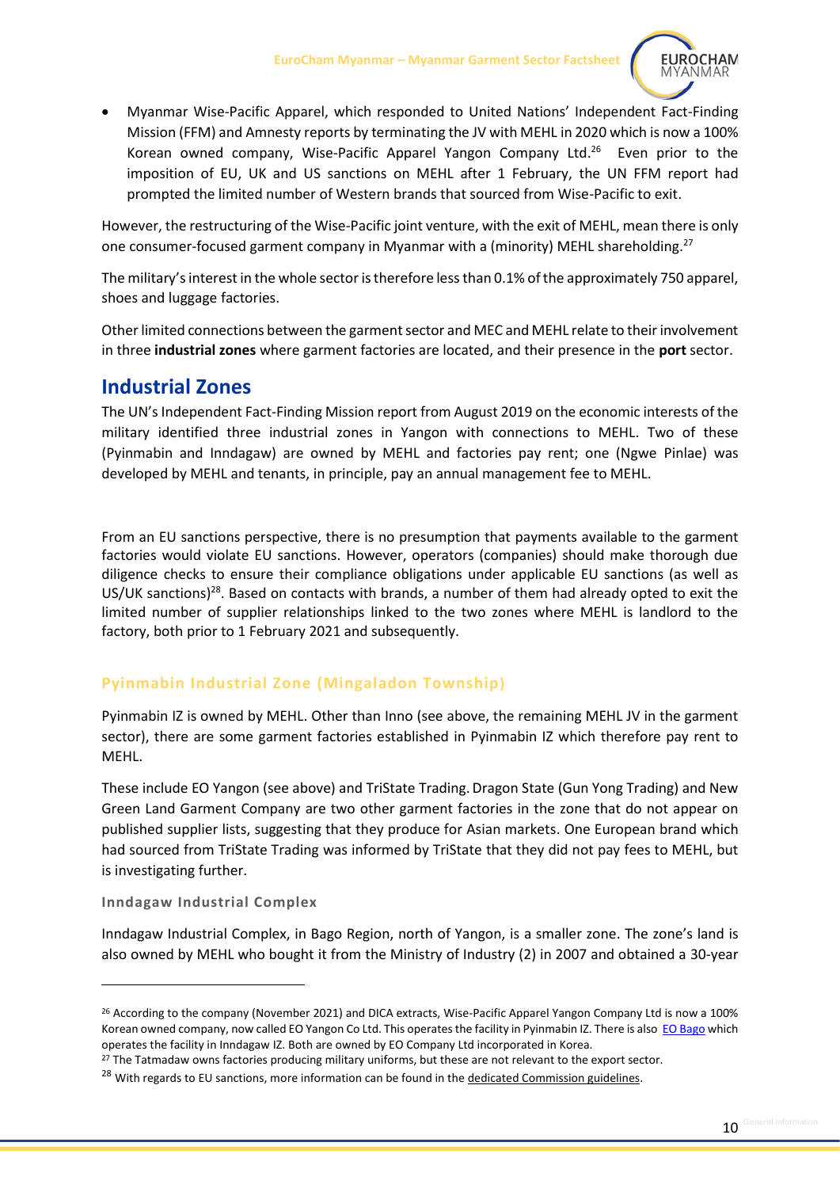- Myanmar Wise-Pacific Apparel, which responded to United Nations' Independent Fact-Finding Mission (FFM) and Amnesty reports by terminating the JV with MEHL in 2020 which is now a 100% Korean owned company, Wise-Pacific Apparel Yangon Company Ltd.[26] Even prior to the imposition of EU, UK and US sanctions on MEHL after 1 February, the UN FFM report had prompted the limited number of Western brands that sourced from Wise-Pacific to exit.

However, the restructuring of the Wise-Pacific joint venture, with the exit of MEHL, mean there is only one consumer-focused garment company in Myanmar with a (minority) MEHL shareholding.[27]

The military's interest in the whole sector is therefore less than 0.1% of the approximately 750 apparel, shoes and luggage factories.

Other limited connections between the garment sector and MEC and MEHL relate to their involvement in three **industrial zones** where garment factories are located, and their presence in the **port** sector.

## Industrial Zones

The UN's Independent Fact-Finding Mission report from August 2019 on the economic interests of the military identified three industrial zones in Yangon with connections to MEHL. Two of these (Pyinmabin and Inndagaw) are owned by MEHL and factories pay rent; one (Ngwe Pinlae) was developed by MEHL and tenants, in principle, pay an annual management fee to MEHL.

From an EU sanctions perspective, there is no presumption that payments available to the garment factories would violate EU sanctions. However, operators (companies) should make thorough due diligence checks to ensure their compliance obligations under applicable EU sanctions (as well as US/UK sanctions)[28]. Based on contacts with brands, a number of them had already opted to exit the limited number of supplier relationships linked to the two zones where MEHL is landlord to the factory, both prior to 1 February 2021 and subsequently.

### Pyinmabin Industrial Zone (Mingaladon Township)

Pyinmabin IZ is owned by MEHL. Other than Inno (see above, the remaining MEHL JV in the garment sector), there are some garment factories established in Pyinmabin IZ which therefore pay rent to MEHL.

These include EO Yangon (see above) and TriState Trading. Dragon State (Gun Yong Trading) and New Green Land Garment Company are two other garment factories in the zone that do not appear on published supplier lists, suggesting that they produce for Asian markets. One European brand which had sourced from TriState Trading was informed by TriState that they did not pay fees to MEHL, but is investigating further.

#### Inndagaw Industrial Complex

Inndagaw Industrial Complex, in Bago Region, north of Yangon, is a smaller zone. The zone's land is also owned by MEHL who bought it from the Ministry of Industry (2) in 2007 and obtained a 30-year

---

[26] According to the company (November 2021) and DICA extracts, Wise-Pacific Apparel Yangon Company Ltd is now a 100% Korean owned company, now called EO Yangon Co Ltd. This operates the facility in Pyinmabin IZ. There is also EO Bago which operates the facility in Inndagaw IZ. Both are owned by EO Company Ltd incorporated in Korea.

[27] The Tatmadaw owns factories producing military uniforms, but these are not relevant to the export sector.

[28] With regards to EU sanctions, more information can be found in the dedicated Commission guidelines.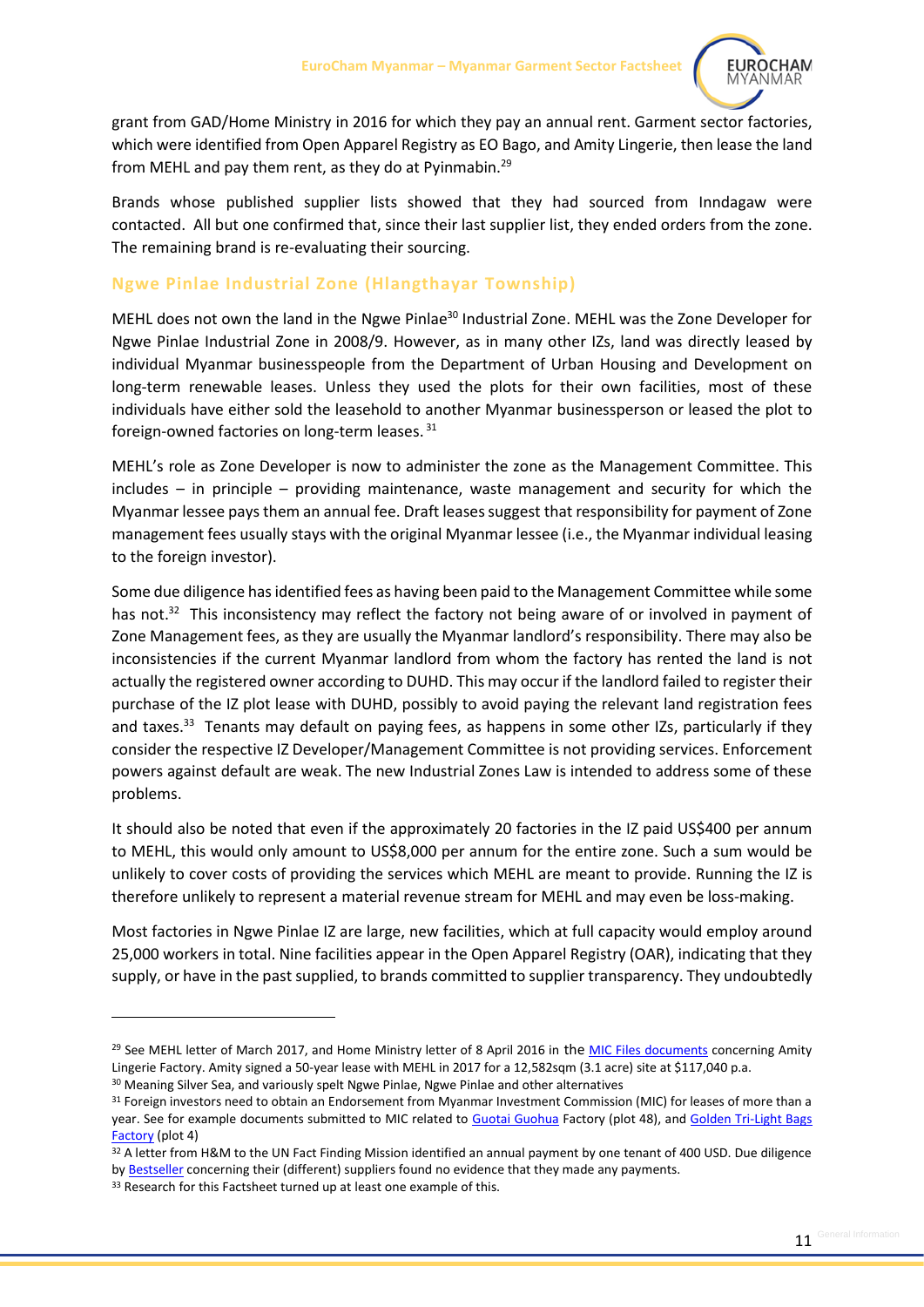grant from GAD/Home Ministry in 2016 for which they pay an annual rent. Garment sector factories, which were identified from Open Apparel Registry as EO Bago, and Amity Lingerie, then lease the land from MEHL and pay them rent, as they do at Pyinmabin.[29]

Brands whose published supplier lists showed that they had sourced from Inndagaw were contacted. All but one confirmed that, since their last supplier list, they ended orders from the zone. The remaining brand is re-evaluating their sourcing.

## Ngwe Pinlae Industrial Zone (Hlangthayar Township)

MEHL does not own the land in the Ngwe Pinlae[30] Industrial Zone. MEHL was the Zone Developer for Ngwe Pinlae Industrial Zone in 2008/9. However, as in many other IZs, land was directly leased by individual Myanmar businesspeople from the Department of Urban Housing and Development on long-term renewable leases. Unless they used the plots for their own facilities, most of these individuals have either sold the leasehold to another Myanmar businessperson or leased the plot to foreign-owned factories on long-term leases.[31]

MEHL's role as Zone Developer is now to administer the zone as the Management Committee. This includes – in principle – providing maintenance, waste management and security for which the Myanmar lessee pays them an annual fee. Draft leases suggest that responsibility for payment of Zone management fees usually stays with the original Myanmar lessee (i.e., the Myanmar individual leasing to the foreign investor).

Some due diligence has identified fees as having been paid to the Management Committee while some has not.[32] This inconsistency may reflect the factory not being aware of or involved in payment of Zone Management fees, as they are usually the Myanmar landlord's responsibility. There may also be inconsistencies if the current Myanmar landlord from whom the factory has rented the land is not actually the registered owner according to DUHD. This may occur if the landlord failed to register their purchase of the IZ plot lease with DUHD, possibly to avoid paying the relevant land registration fees and taxes.[33] Tenants may default on paying fees, as happens in some other IZs, particularly if they consider the respective IZ Developer/Management Committee is not providing services. Enforcement powers against default are weak. The new Industrial Zones Law is intended to address some of these problems.

It should also be noted that even if the approximately 20 factories in the IZ paid US$400 per annum to MEHL, this would only amount to US$8,000 per annum for the entire zone. Such a sum would be unlikely to cover costs of providing the services which MEHL are meant to provide. Running the IZ is therefore unlikely to represent a material revenue stream for MEHL and may even be loss-making.

Most factories in Ngwe Pinlae IZ are large, new facilities, which at full capacity would employ around 25,000 workers in total. Nine facilities appear in the Open Apparel Registry (OAR), indicating that they supply, or have in the past supplied, to brands committed to supplier transparency. They undoubtedly

---

[29] See MEHL letter of March 2017, and Home Ministry letter of 8 April 2016 in the MIC Files documents concerning Amity Lingerie Factory. Amity signed a 50-year lease with MEHL in 2017 for a 12,582sqm (3.1 acre) site at $117,040 p.a.

[30] Meaning Silver Sea, and variously spelt Ngwe Pinlae, Ngwe Pinlae and other alternatives

[31] Foreign investors need to obtain an Endorsement from Myanmar Investment Commission (MIC) for leases of more than a year. See for example documents submitted to MIC related to Guotai Guohua Factory (plot 48), and Golden Tri-Light Bags Factory (plot 4)

[32] A letter from H&M to the UN Fact Finding Mission identified an annual payment by one tenant of 400 USD. Due diligence by Bestseller concerning their (different) suppliers found no evidence that they made any payments.

[33] Research for this Factsheet turned up at least one example of this.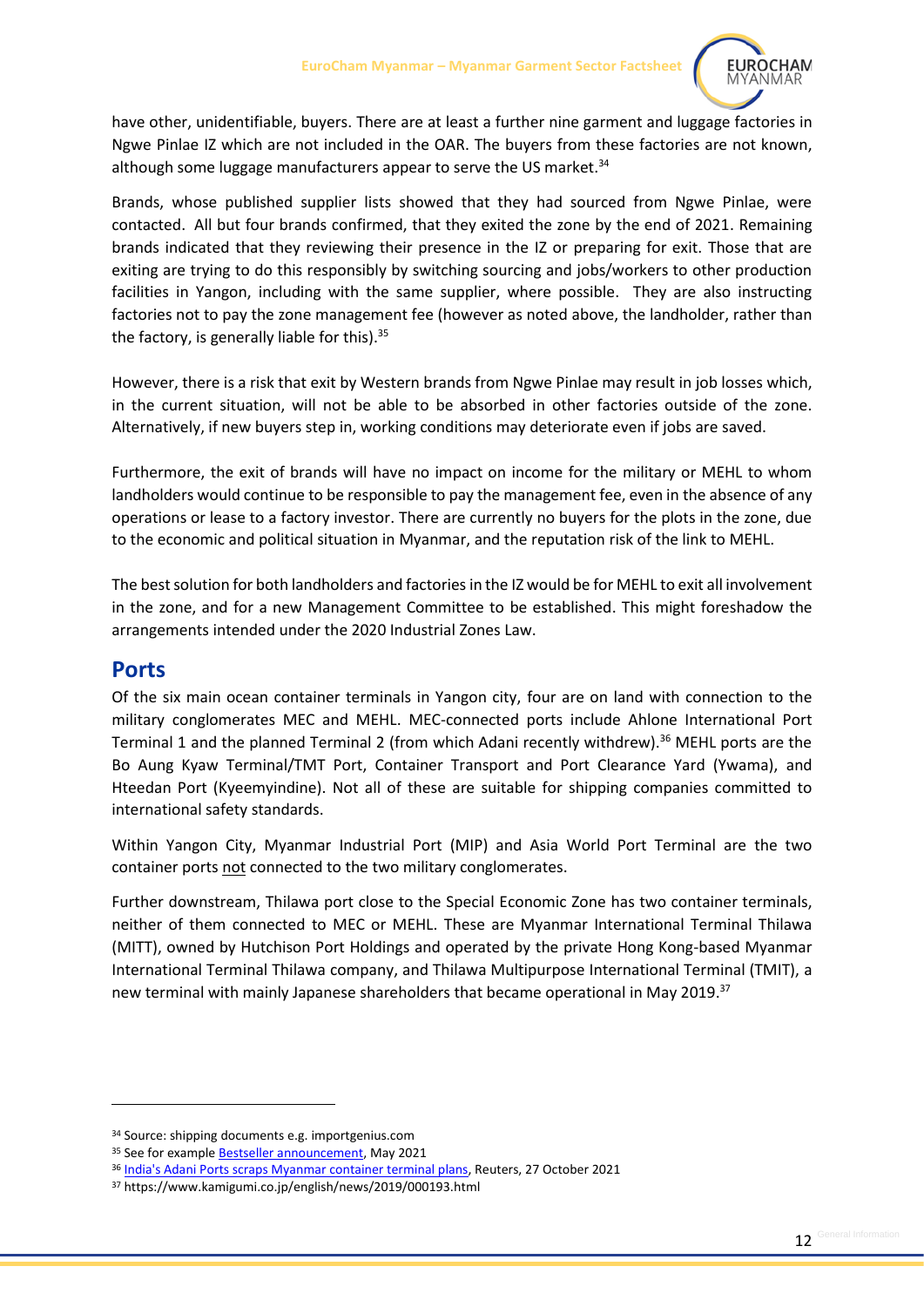have other, unidentifiable, buyers. There are at least a further nine garment and luggage factories in Ngwe Pinlae IZ which are not included in the OAR. The buyers from these factories are not known, although some luggage manufacturers appear to serve the US market.[34]

Brands, whose published supplier lists showed that they had sourced from Ngwe Pinlae, were contacted. All but four brands confirmed, that they exited the zone by the end of 2021. Remaining brands indicated that they reviewing their presence in the IZ or preparing for exit. Those that are exiting are trying to do this responsibly by switching sourcing and jobs/workers to other production facilities in Yangon, including with the same supplier, where possible. They are also instructing factories not to pay the zone management fee (however as noted above, the landholder, rather than the factory, is generally liable for this).[35]

However, there is a risk that exit by Western brands from Ngwe Pinlae may result in job losses which, in the current situation, will not be able to be absorbed in other factories outside of the zone. Alternatively, if new buyers step in, working conditions may deteriorate even if jobs are saved.

Furthermore, the exit of brands will have no impact on income for the military or MEHL to whom landholders would continue to be responsible to pay the management fee, even in the absence of any operations or lease to a factory investor. There are currently no buyers for the plots in the zone, due to the economic and political situation in Myanmar, and the reputation risk of the link to MEHL.

The best solution for both landholders and factories in the IZ would be for MEHL to exit all involvement in the zone, and for a new Management Committee to be established. This might foreshadow the arrangements intended under the 2020 Industrial Zones Law.

## Ports

Of the six main ocean container terminals in Yangon city, four are on land with connection to the military conglomerates MEC and MEHL. MEC-connected ports include Ahlone International Port Terminal 1 and the planned Terminal 2 (from which Adani recently withdrew).[36] MEHL ports are the Bo Aung Kyaw Terminal/TMT Port, Container Transport and Port Clearance Yard (Ywama), and Hteedan Port (Kyeemyindine). Not all of these are suitable for shipping companies committed to international safety standards.

Within Yangon City, Myanmar Industrial Port (MIP) and Asia World Port Terminal are the two container ports not connected to the two military conglomerates.

Further downstream, Thilawa port close to the Special Economic Zone has two container terminals, neither of them connected to MEC or MEHL. These are Myanmar International Terminal Thilawa (MITT), owned by Hutchison Port Holdings and operated by the private Hong Kong-based Myanmar International Terminal Thilawa company, and Thilawa Multipurpose International Terminal (TMIT), a new terminal with mainly Japanese shareholders that became operational in May 2019.[37]

---

[34] Source: shipping documents e.g. importgenius.com

[35] See for example Bestseller announcement, May 2021

[36] India's Adani Ports scraps Myanmar container terminal plans, Reuters, 27 October 2021

[37] https://www.kamigumi.co.jp/english/news/2019/000193.html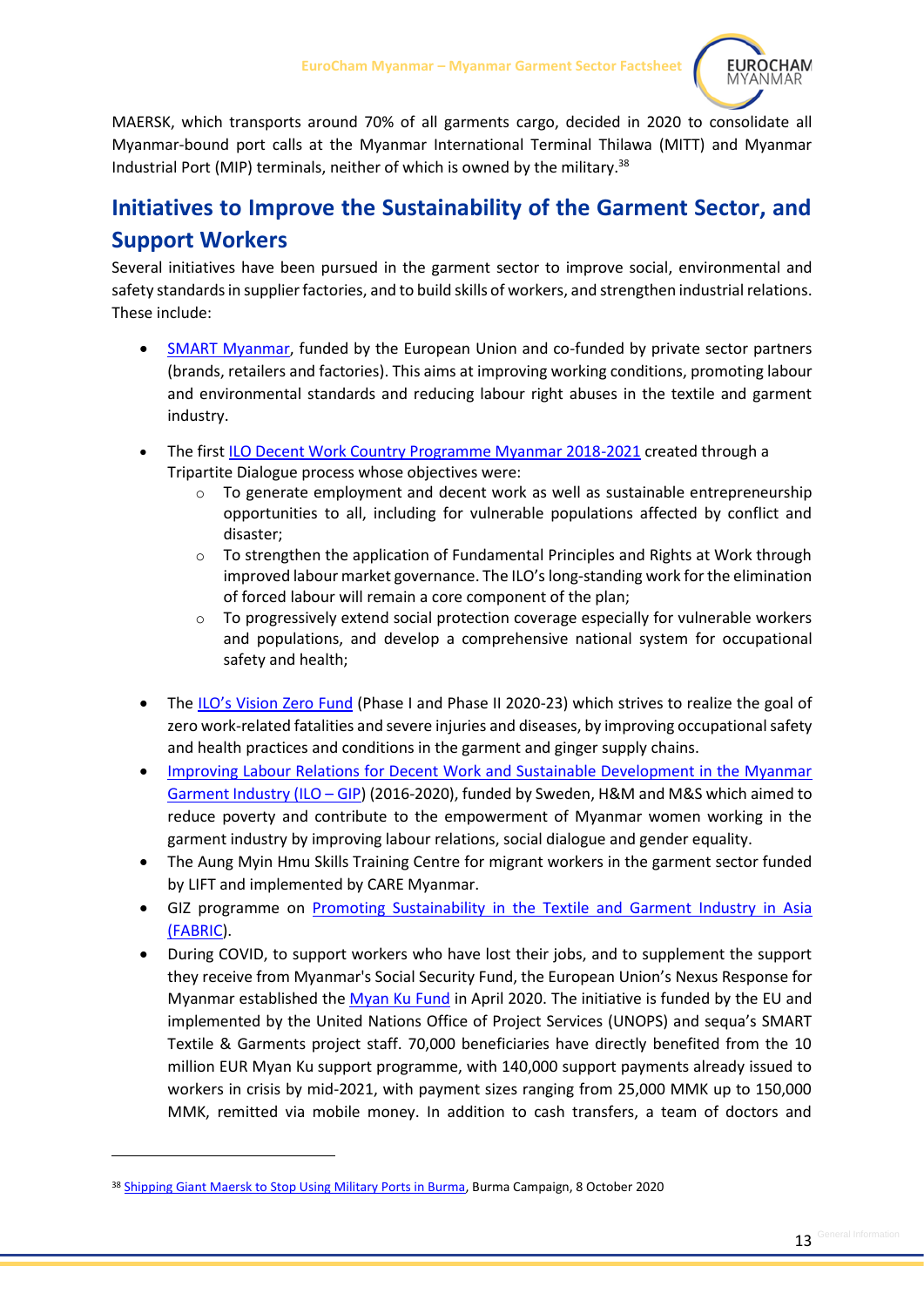MAERSK, which transports around 70% of all garments cargo, decided in 2020 to consolidate all Myanmar-bound port calls at the Myanmar International Terminal Thilawa (MITT) and Myanmar Industrial Port (MIP) terminals, neither of which is owned by the military.[38]

## Initiatives to Improve the Sustainability of the Garment Sector, and Support Workers

Several initiatives have been pursued in the garment sector to improve social, environmental and safety standards in supplier factories, and to build skills of workers, and strengthen industrial relations. These include:

- SMART Myanmar, funded by the European Union and co-funded by private sector partners (brands, retailers and factories). This aims at improving working conditions, promoting labour and environmental standards and reducing labour right abuses in the textile and garment industry.
- The first ILO Decent Work Country Programme Myanmar 2018-2021 created through a Tripartite Dialogue process whose objectives were:
    - To generate employment and decent work as well as sustainable entrepreneurship opportunities to all, including for vulnerable populations affected by conflict and disaster;
    - To strengthen the application of Fundamental Principles and Rights at Work through improved labour market governance. The ILO's long-standing work for the elimination of forced labour will remain a core component of the plan;
    - To progressively extend social protection coverage especially for vulnerable workers and populations, and develop a comprehensive national system for occupational safety and health;
- The ILO's Vision Zero Fund (Phase I and Phase II 2020-23) which strives to realize the goal of zero work-related fatalities and severe injuries and diseases, by improving occupational safety and health practices and conditions in the garment and ginger supply chains.
- Improving Labour Relations for Decent Work and Sustainable Development in the Myanmar Garment Industry (ILO – GIP) (2016-2020), funded by Sweden, H&M and M&S which aimed to reduce poverty and contribute to the empowerment of Myanmar women working in the garment industry by improving labour relations, social dialogue and gender equality.
- The Aung Myin Hmu Skills Training Centre for migrant workers in the garment sector funded by LIFT and implemented by CARE Myanmar.
- GIZ programme on Promoting Sustainability in the Textile and Garment Industry in Asia (FABRIC).
- During COVID, to support workers who have lost their jobs, and to supplement the support they receive from Myanmar's Social Security Fund, the European Union's Nexus Response for Myanmar established the Myan Ku Fund in April 2020. The initiative is funded by the EU and implemented by the United Nations Office of Project Services (UNOPS) and sequa's SMART Textile & Garments project staff. 70,000 beneficiaries have directly benefited from the 10 million EUR Myan Ku support programme, with 140,000 support payments already issued to workers in crisis by mid-2021, with payment sizes ranging from 25,000 MMK up to 150,000 MMK, remitted via mobile money. In addition to cash transfers, a team of doctors and

[38] Shipping Giant Maersk to Stop Using Military Ports in Burma, Burma Campaign, 8 October 2020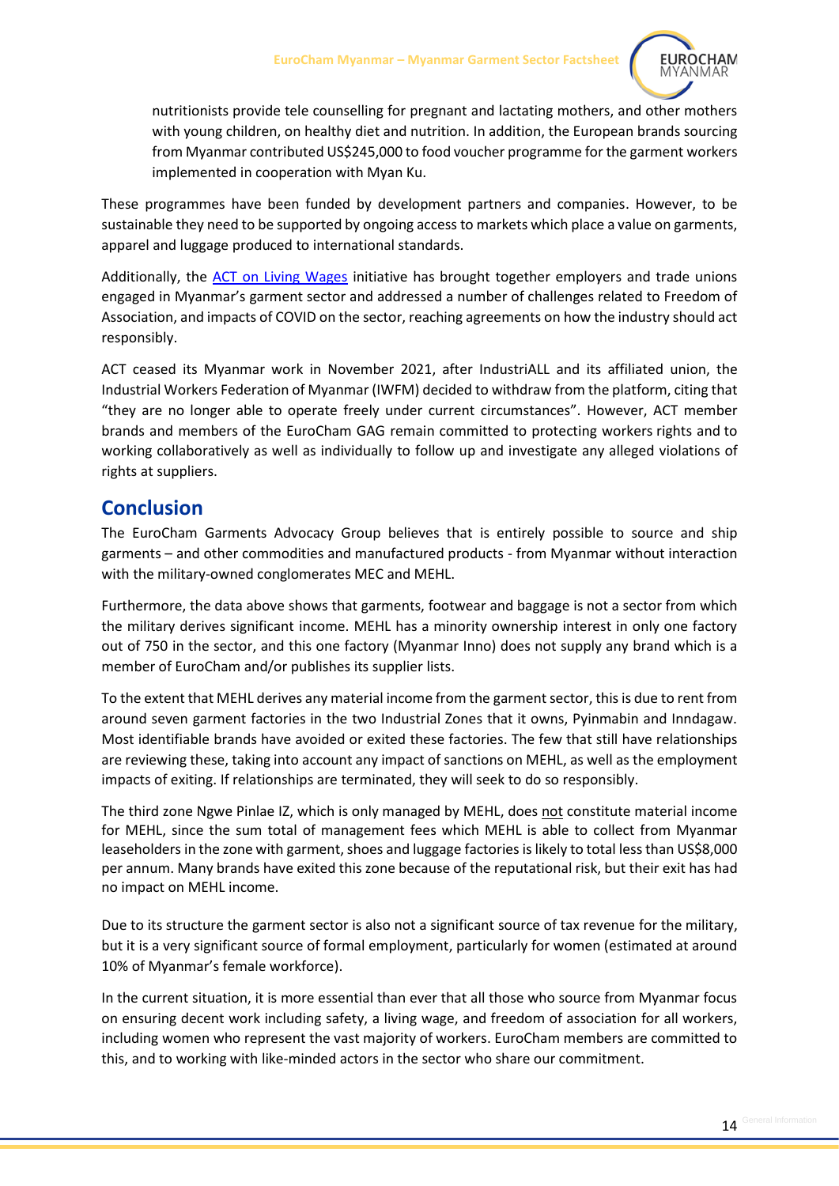nutritionists provide tele counselling for pregnant and lactating mothers, and other mothers with young children, on healthy diet and nutrition. In addition, the European brands sourcing from Myanmar contributed US$245,000 to food voucher programme for the garment workers implemented in cooperation with Myan Ku.

These programmes have been funded by development partners and companies. However, to be sustainable they need to be supported by ongoing access to markets which place a value on garments, apparel and luggage produced to international standards.

Additionally, the [ACT on Living Wages] initiative has brought together employers and trade unions engaged in Myanmar's garment sector and addressed a number of challenges related to Freedom of Association, and impacts of COVID on the sector, reaching agreements on how the industry should act responsibly.

ACT ceased its Myanmar work in November 2021, after IndustriALL and its affiliated union, the Industrial Workers Federation of Myanmar (IWFM) decided to withdraw from the platform, citing that "they are no longer able to operate freely under current circumstances". However, ACT member brands and members of the EuroCham GAG remain committed to protecting workers rights and to working collaboratively as well as individually to follow up and investigate any alleged violations of rights at suppliers.

## Conclusion

The EuroCham Garments Advocacy Group believes that is entirely possible to source and ship garments – and other commodities and manufactured products - from Myanmar without interaction with the military-owned conglomerates MEC and MEHL.

Furthermore, the data above shows that garments, footwear and baggage is not a sector from which the military derives significant income. MEHL has a minority ownership interest in only one factory out of 750 in the sector, and this one factory (Myanmar Inno) does not supply any brand which is a member of EuroCham and/or publishes its supplier lists.

To the extent that MEHL derives any material income from the garment sector, this is due to rent from around seven garment factories in the two Industrial Zones that it owns, Pyinmabin and Inndagaw. Most identifiable brands have avoided or exited these factories. The few that still have relationships are reviewing these, taking into account any impact of sanctions on MEHL, as well as the employment impacts of exiting. If relationships are terminated, they will seek to do so responsibly.

The third zone Ngwe Pinlae IZ, which is only managed by MEHL, does <u>not</u> constitute material income for MEHL, since the sum total of management fees which MEHL is able to collect from Myanmar leaseholders in the zone with garment, shoes and luggage factories is likely to total less than US$8,000 per annum. Many brands have exited this zone because of the reputational risk, but their exit has had no impact on MEHL income.

Due to its structure the garment sector is also not a significant source of tax revenue for the military, but it is a very significant source of formal employment, particularly for women (estimated at around 10% of Myanmar's female workforce).

In the current situation, it is more essential than ever that all those who source from Myanmar focus on ensuring decent work including safety, a living wage, and freedom of association for all workers, including women who represent the vast majority of workers. EuroCham members are committed to this, and to working with like-minded actors in the sector who share our commitment.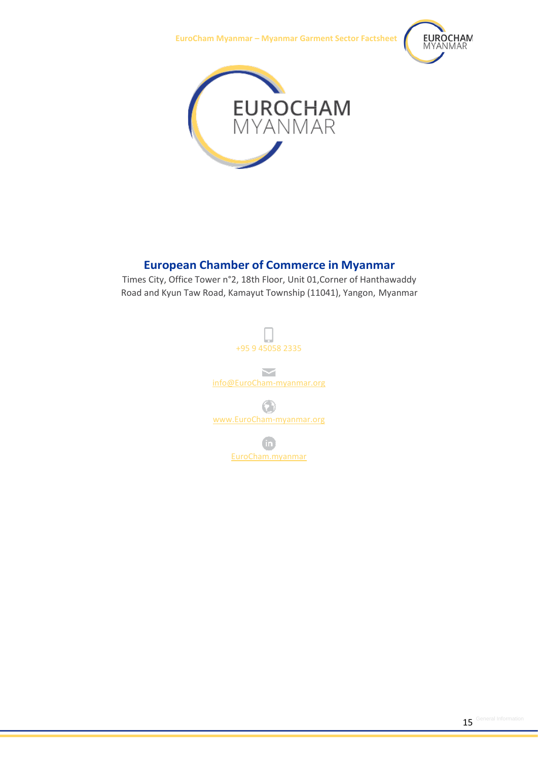EUROCHAM MYANMAR

## European Chamber of Commerce in Myanmar

Times City, Office Tower n°2, 18th Floor, Unit 01,Corner of Hanthawaddy Road and Kyun Taw Road, Kamayut Township (11041), Yangon, Myanmar

+95 9 45058 2335

info@EuroCham-myanmar.org

www.EuroCham-myanmar.org

EuroCham.myanmar